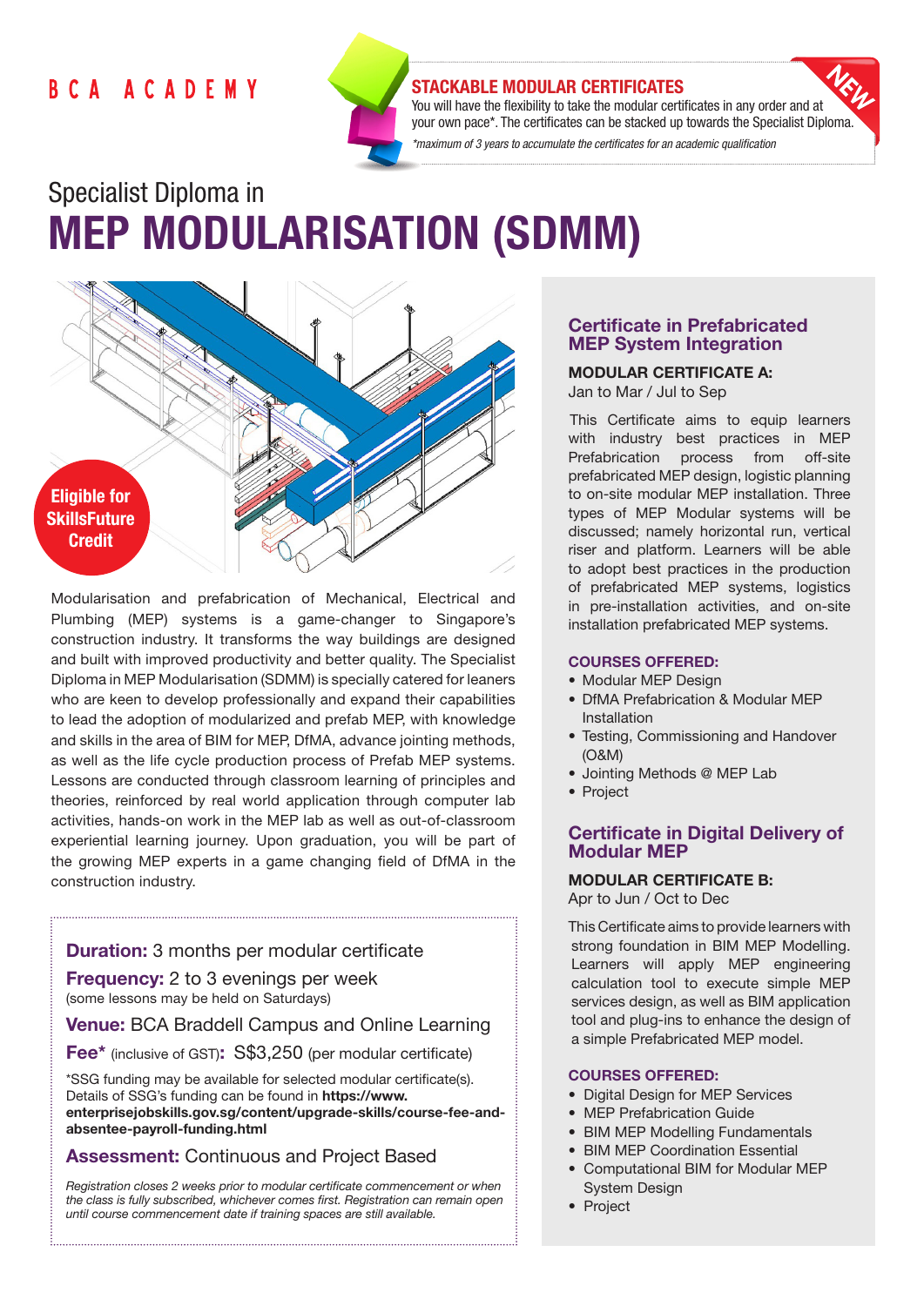BCA ACADEMY

**STACKABLE MODULAR CERTIFICATES** NEW

You will have the flexibility to take the modular certificates in any order and at your own pace*. The certificates can be stacked up towards the Specialist Diploma.

*\*maximum of 3 years to accumulate the certificates for an academic qualification*

# Specialist Diploma in MEP MODULARISATION (SDMM)

**Eligible for SkillsFuture Credit**

Modularisation and prefabrication of Mechanical, Electrical and Plumbing (MEP) systems is a game-changer to Singapore's construction industry. It transforms the way buildings are designed and built with improved productivity and better quality. The Specialist Diploma in MEP Modularisation (SDMM) is specially catered for leaners who are keen to develop professionally and expand their capabilities to lead the adoption of modularized and prefab MEP, with knowledge and skills in the area of BIM for MEP, DfMA, advance jointing methods, as well as the life cycle production process of Prefab MEP systems. Lessons are conducted through classroom learning of principles and theories, reinforced by real world application through computer lab activities, hands-on work in the MEP lab as well as out-of-classroom experiential learning journey. Upon graduation, you will be part of the growing MEP experts in a game changing field of DfMA in the construction industry.

**Duration:** 3 months per modular certificate

**Frequency:** 2 to 3 evenings per week
(some lessons may be held on Saturdays)

**Venue:** BCA Braddell Campus and Online Learning

**Fee*** (inclusive of GST)**:** S$3,250 (per modular certificate)

*SSG funding may be available for selected modular certificate(s). Details of SSG's funding can be found in **https://www.enterprisejobskills.gov.sg/content/upgrade-skills/course-fee-and-absentee-payroll-funding.html**

**Assessment:** Continuous and Project Based

*Registration closes 2 weeks prior to modular certificate commencement or when the class is fully subscribed, whichever comes first. Registration can remain open until course commencement date if training spaces are still available.*

## Certificate in Prefabricated MEP System Integration

**MODULAR CERTIFICATE A:**
Jan to Mar / Jul to Sep

This Certificate aims to equip learners with industry best practices in MEP Prefabrication process from off-site prefabricated MEP design, logistic planning to on-site modular MEP installation. Three types of MEP Modular systems will be discussed; namely horizontal run, vertical riser and platform. Learners will be able to adopt best practices in the production of prefabricated MEP systems, logistics in pre-installation activities, and on-site installation prefabricated MEP systems.

**COURSES OFFERED:**

- Modular MEP Design
- DfMA Prefabrication & Modular MEP Installation
- Testing, Commissioning and Handover (O&M)
- Jointing Methods @ MEP Lab
- Project

## Certificate in Digital Delivery of Modular MEP

**MODULAR CERTIFICATE B:**
Apr to Jun / Oct to Dec

This Certificate aims to provide learners with strong foundation in BIM MEP Modelling. Learners will apply MEP engineering calculation tool to execute simple MEP services design, as well as BIM application tool and plug-ins to enhance the design of a simple Prefabricated MEP model.

**COURSES OFFERED:**

- Digital Design for MEP Services
- MEP Prefabrication Guide
- BIM MEP Modelling Fundamentals
- BIM MEP Coordination Essential
- Computational BIM for Modular MEP System Design
- Project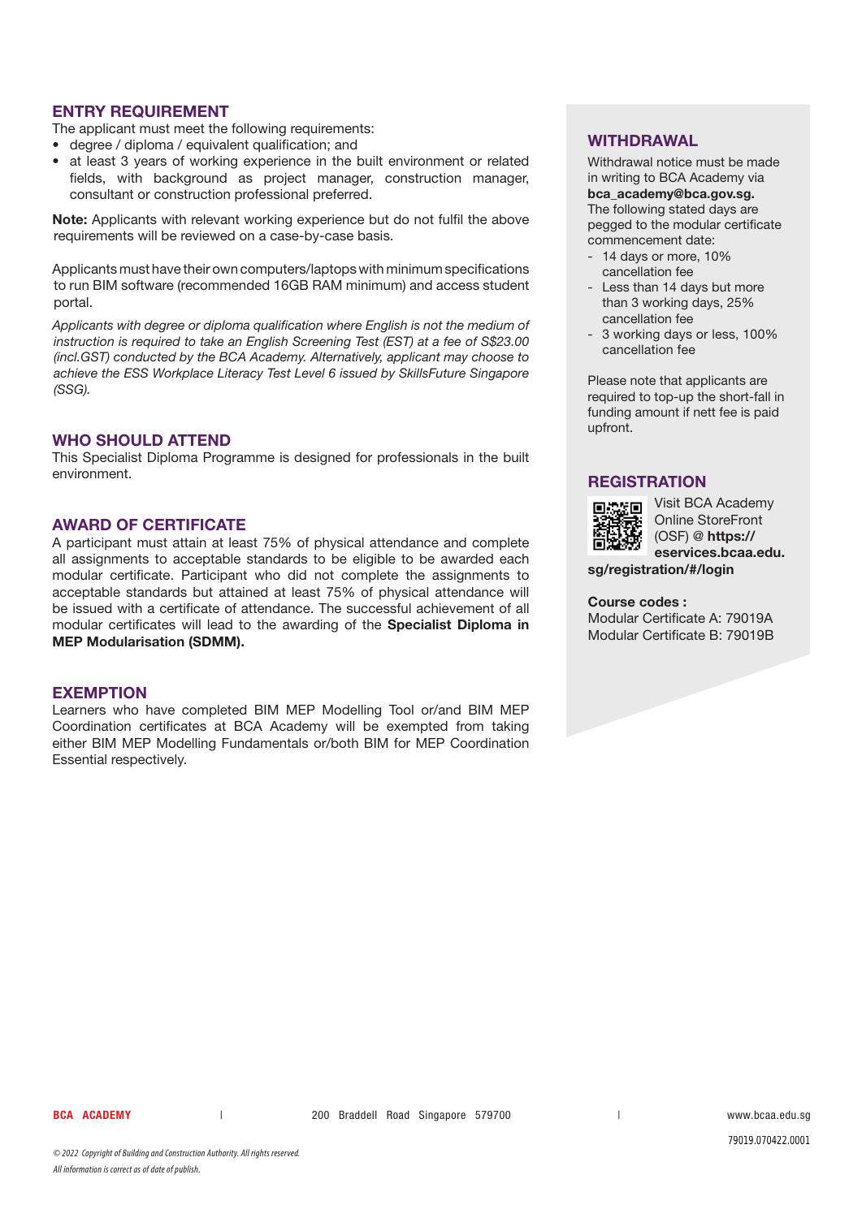## ENTRY REQUIREMENT

The applicant must meet the following requirements:

- degree / diploma / equivalent qualification; and
- at least 3 years of working experience in the built environment or related fields, with background as project manager, construction manager, consultant or construction professional preferred.

**Note:** Applicants with relevant working experience but do not fulfil the above requirements will be reviewed on a case-by-case basis.

Applicants must have their own computers/laptops with minimum specifications to run BIM software (recommended 16GB RAM minimum) and access student portal.

*Applicants with degree or diploma qualification where English is not the medium of instruction is required to take an English Screening Test (EST) at a fee of S$23.00 (incl.GST) conducted by the BCA Academy. Alternatively, applicant may choose to achieve the ESS Workplace Literacy Test Level 6 issued by SkillsFuture Singapore (SSG).*

## WHO SHOULD ATTEND

This Specialist Diploma Programme is designed for professionals in the built environment.

## AWARD OF CERTIFICATE

A participant must attain at least 75% of physical attendance and complete all assignments to acceptable standards to be eligible to be awarded each modular certificate. Participant who did not complete the assignments to acceptable standards but attained at least 75% of physical attendance will be issued with a certificate of attendance. The successful achievement of all modular certificates will lead to the awarding of the **Specialist Diploma in MEP Modularisation (SDMM).**

## EXEMPTION

Learners who have completed BIM MEP Modelling Tool or/and BIM MEP Coordination certificates at BCA Academy will be exempted from taking either BIM MEP Modelling Fundamentals or/both BIM for MEP Coordination Essential respectively.

## WITHDRAWAL

Withdrawal notice must be made in writing to BCA Academy via **bca_academy@bca.gov.sg.** The following stated days are pegged to the modular certificate commencement date:

- 14 days or more, 10% cancellation fee
- Less than 14 days but more than 3 working days, 25% cancellation fee
- 3 working days or less, 100% cancellation fee

Please note that applicants are required to top-up the short-fall in funding amount if nett fee is paid upfront.

## REGISTRATION

Visit BCA Academy Online StoreFront (OSF) @ **https://eservices.bcaa.edu.sg/registration/#/login**

**Course codes :**
Modular Certificate A: 79019A
Modular Certificate B: 79019B

**BCA ACADEMY** | 200 Braddell Road Singapore 579700 | www.bcaa.edu.sg

79019.070422.0001

*© 2022 Copyright of Building and Construction Authority. All rights reserved.*
*All information is correct as of date of publish.*